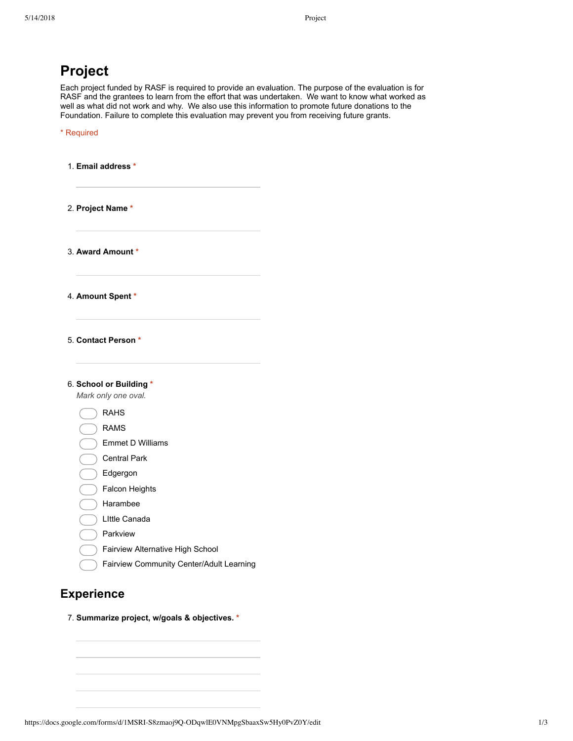# Project

Each project funded by RASF is required to provide an evaluation. The purpose of the evaluation is for RASF and the grantees to learn from the effort that was undertaken. We want to know what worked as well as what did not work and why. We also use this information to promote future donations to the Foundation. Failure to complete this evaluation may prevent you from receiving future grants.

\* Required

1. **Email address** *

2. **Project Name** *

3. **Award Amount** *

4. **Amount Spent** *

5. **Contact Person** *

6. **School or Building** *
   *Mark only one oval.*
   - RAHS
   - RAMS
   - Emmet D Williams
   - Central Park
   - Edgergon
   - Falcon Heights
   - Harambee
   - LIttle Canada
   - Parkview
   - Fairview Alternative High School
   - Fairview Community Center/Adult Learning

# Experience

7. **Summarize project, w/goals & objectives.** *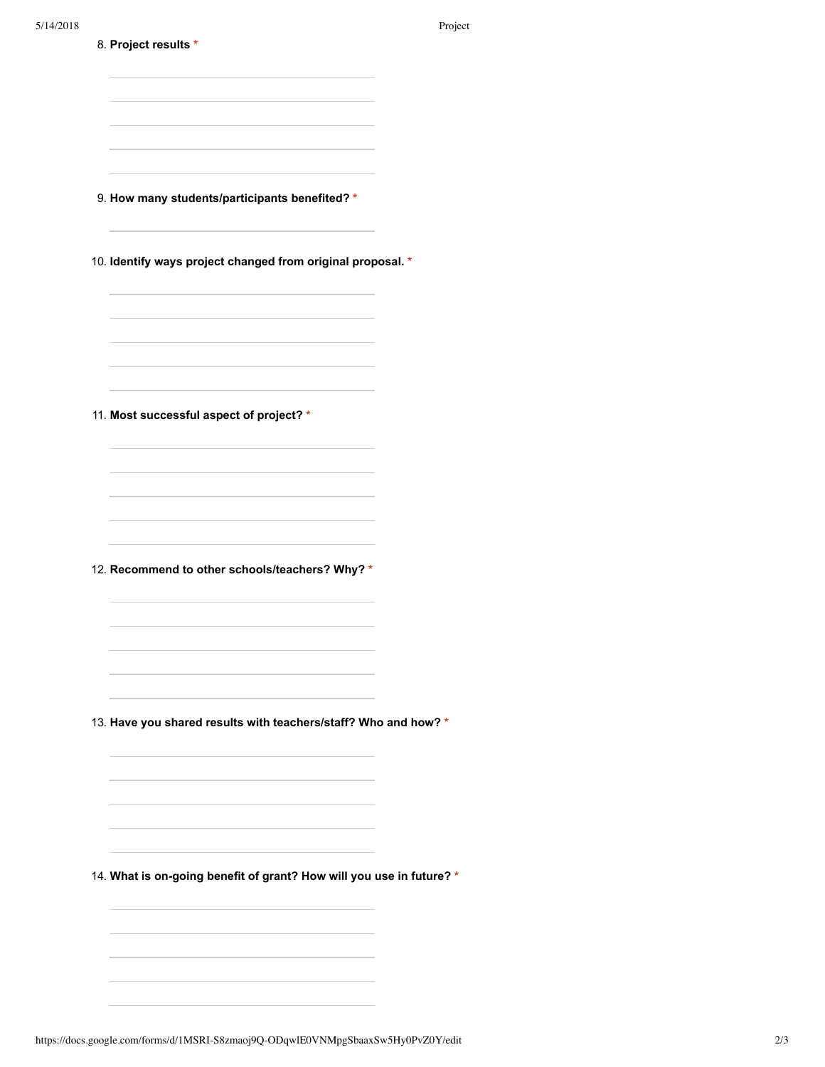8. **Project results** *

9. **How many students/participants benefited?** *

10. **Identify ways project changed from original proposal.** *

11. **Most successful aspect of project?** *

12. **Recommend to other schools/teachers? Why?** *

13. **Have you shared results with teachers/staff? Who and how?** *

14. **What is on-going benefit of grant? How will you use in future?** *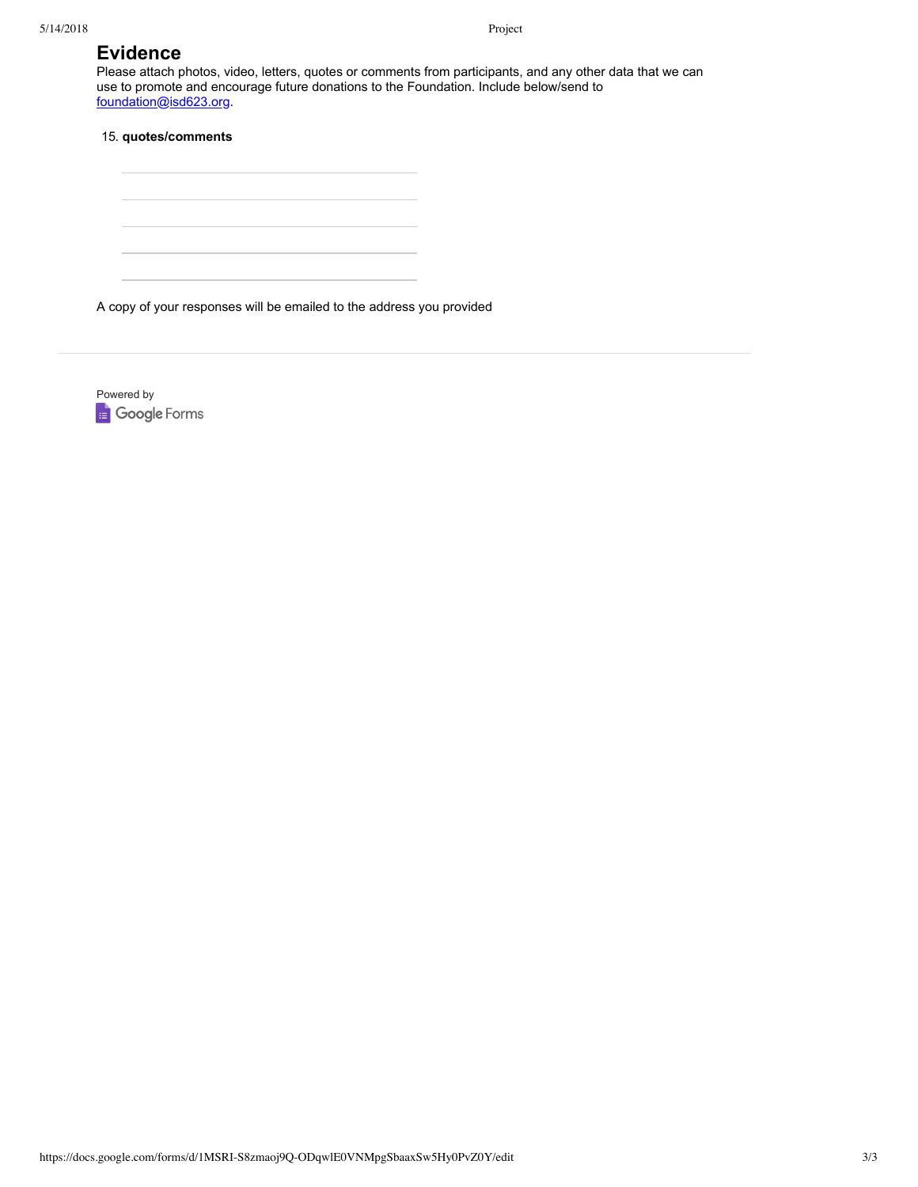## Evidence

Please attach photos, video, letters, quotes or comments from participants, and any other data that we can use to promote and encourage future donations to the Foundation. Include below/send to foundation@isd623.org.

15. **quotes/compliments**

A copy of your responses will be emailed to the address you provided

Powered by Google Forms